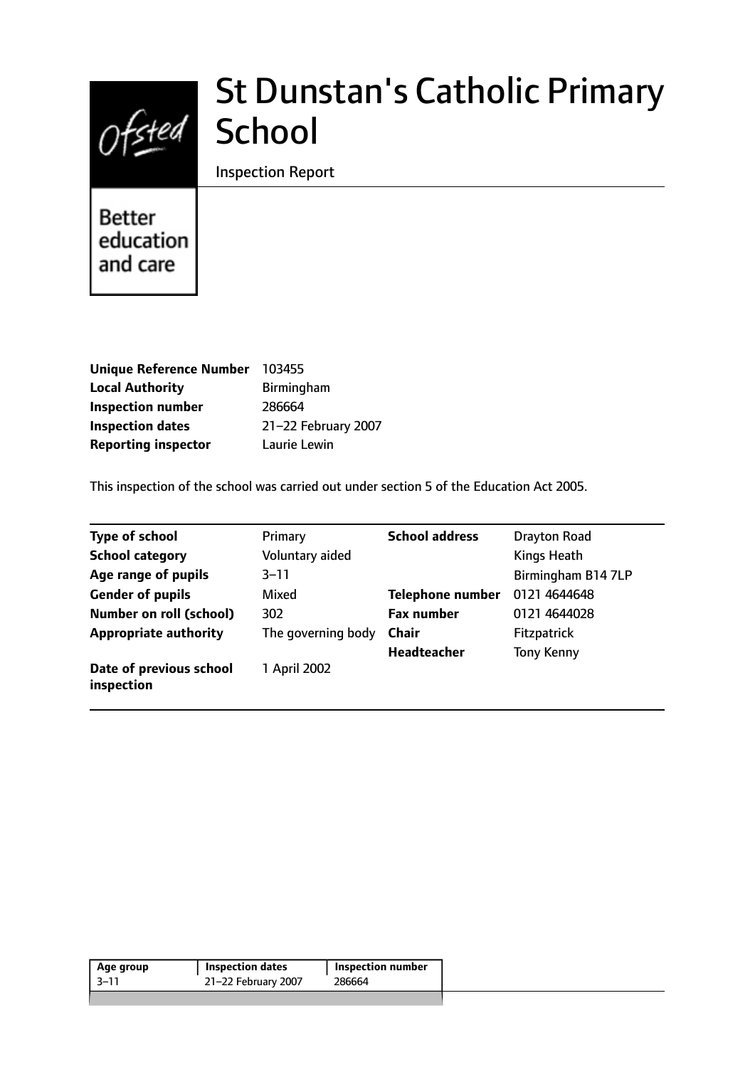# St Dunstan's Catholic Primary School

Inspection Report

Better education and care

| | |
|---|---|
| **Unique Reference Number** | 103455 |
| **Local Authority** | Birmingham |
| **Inspection number** | 286664 |
| **Inspection dates** | 21–22 February 2007 |
| **Reporting inspector** | Laurie Lewin |

This inspection of the school was carried out under section 5 of the Education Act 2005.

| | | | |
|---|---|---|---|
| **Type of school** | Primary | **School address** | Drayton Road |
| **School category** | Voluntary aided | | Kings Heath |
| **Age range of pupils** | 3–11 | | Birmingham B14 7LP |
| **Gender of pupils** | Mixed | **Telephone number** | 0121 4644648 |
| **Number on roll (school)** | 302 | **Fax number** | 0121 4644028 |
| **Appropriate authority** | The governing body | **Chair** | Fitzpatrick |
| | | **Headteacher** | Tony Kenny |
| **Date of previous school inspection** | 1 April 2002 | | |

| Age group | Inspection dates | Inspection number |
|---|---|---|
| 3–11 | 21–22 February 2007 | 286664 |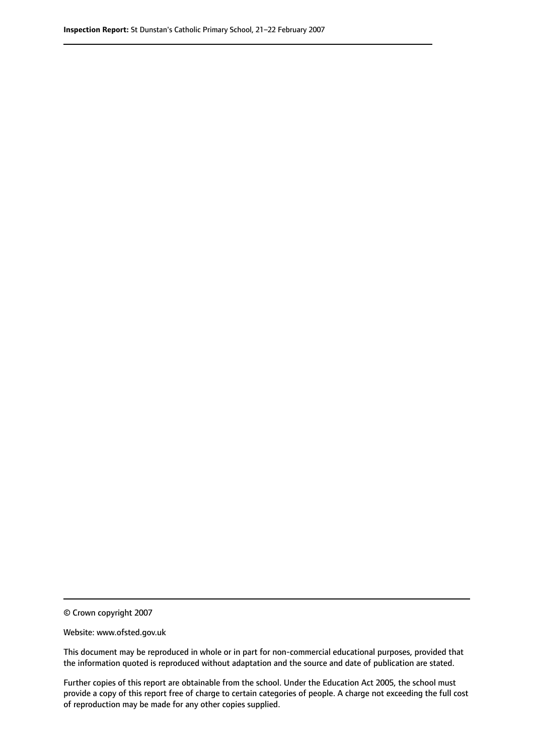© Crown copyright 2007

Website: www.ofsted.gov.uk

This document may be reproduced in whole or in part for non-commercial educational purposes, provided that the information quoted is reproduced without adaptation and the source and date of publication are stated.

Further copies of this report are obtainable from the school. Under the Education Act 2005, the school must provide a copy of this report free of charge to certain categories of people. A charge not exceeding the full cost of reproduction may be made for any other copies supplied.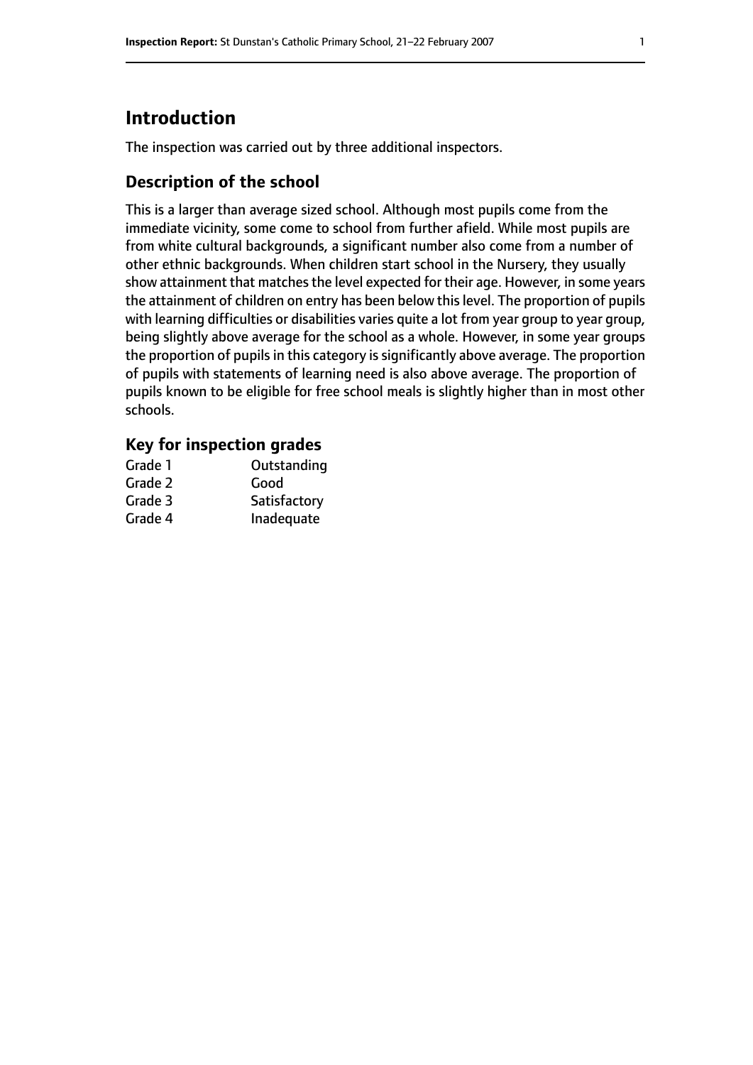# Introduction

The inspection was carried out by three additional inspectors.

## Description of the school

This is a larger than average sized school. Although most pupils come from the immediate vicinity, some come to school from further afield. While most pupils are from white cultural backgrounds, a significant number also come from a number of other ethnic backgrounds. When children start school in the Nursery, they usually show attainment that matches the level expected for their age. However, in some years the attainment of children on entry has been below this level. The proportion of pupils with learning difficulties or disabilities varies quite a lot from year group to year group, being slightly above average for the school as a whole. However, in some year groups the proportion of pupils in this category is significantly above average. The proportion of pupils with statements of learning need is also above average. The proportion of pupils known to be eligible for free school meals is slightly higher than in most other schools.

### Key for inspection grades

| | |
|---|---|
| Grade 1 | Outstanding |
| Grade 2 | Good |
| Grade 3 | Satisfactory |
| Grade 4 | Inadequate |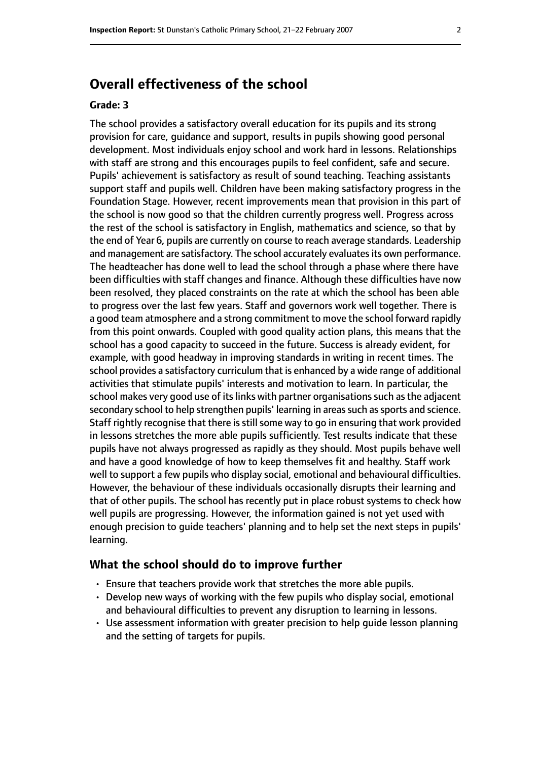# Overall effectiveness of the school

### Grade: 3

The school provides a satisfactory overall education for its pupils and its strong provision for care, guidance and support, results in pupils showing good personal development. Most individuals enjoy school and work hard in lessons. Relationships with staff are strong and this encourages pupils to feel confident, safe and secure. Pupils' achievement is satisfactory as result of sound teaching. Teaching assistants support staff and pupils well. Children have been making satisfactory progress in the Foundation Stage. However, recent improvements mean that provision in this part of the school is now good so that the children currently progress well. Progress across the rest of the school is satisfactory in English, mathematics and science, so that by the end of Year 6, pupils are currently on course to reach average standards. Leadership and management are satisfactory. The school accurately evaluates its own performance. The headteacher has done well to lead the school through a phase where there have been difficulties with staff changes and finance. Although these difficulties have now been resolved, they placed constraints on the rate at which the school has been able to progress over the last few years. Staff and governors work well together. There is a good team atmosphere and a strong commitment to move the school forward rapidly from this point onwards. Coupled with good quality action plans, this means that the school has a good capacity to succeed in the future. Success is already evident, for example, with good headway in improving standards in writing in recent times. The school provides a satisfactory curriculum that is enhanced by a wide range of additional activities that stimulate pupils' interests and motivation to learn. In particular, the school makes very good use of its links with partner organisations such as the adjacent secondary school to help strengthen pupils' learning in areas such as sports and science. Staff rightly recognise that there is still some way to go in ensuring that work provided in lessons stretches the more able pupils sufficiently. Test results indicate that these pupils have not always progressed as rapidly as they should. Most pupils behave well and have a good knowledge of how to keep themselves fit and healthy. Staff work well to support a few pupils who display social, emotional and behavioural difficulties. However, the behaviour of these individuals occasionally disrupts their learning and that of other pupils. The school has recently put in place robust systems to check how well pupils are progressing. However, the information gained is not yet used with enough precision to guide teachers' planning and to help set the next steps in pupils' learning.

## What the school should do to improve further

- Ensure that teachers provide work that stretches the more able pupils.
- Develop new ways of working with the few pupils who display social, emotional and behavioural difficulties to prevent any disruption to learning in lessons.
- Use assessment information with greater precision to help guide lesson planning and the setting of targets for pupils.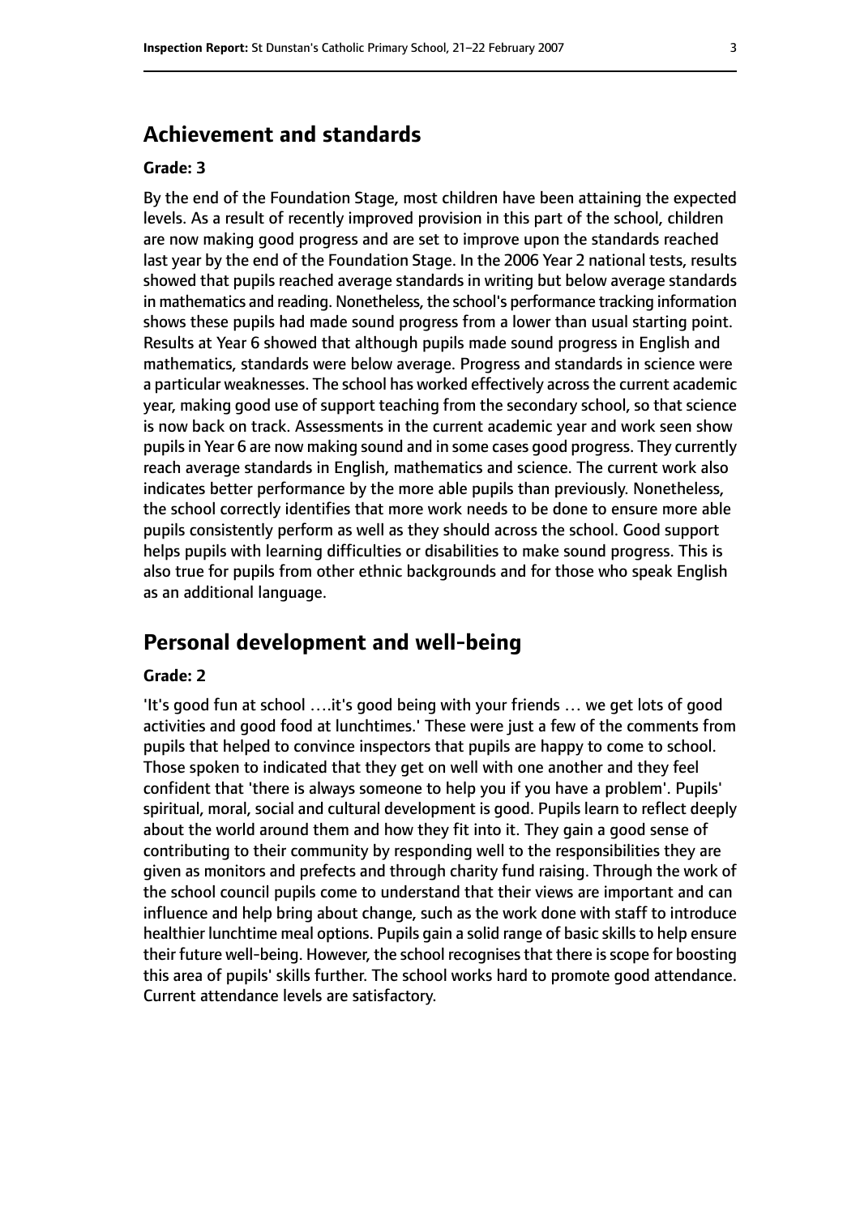## Achievement and standards

**Grade: 3**

By the end of the Foundation Stage, most children have been attaining the expected levels. As a result of recently improved provision in this part of the school, children are now making good progress and are set to improve upon the standards reached last year by the end of the Foundation Stage. In the 2006 Year 2 national tests, results showed that pupils reached average standards in writing but below average standards in mathematics and reading. Nonetheless, the school's performance tracking information shows these pupils had made sound progress from a lower than usual starting point. Results at Year 6 showed that although pupils made sound progress in English and mathematics, standards were below average. Progress and standards in science were a particular weaknesses. The school has worked effectively across the current academic year, making good use of support teaching from the secondary school, so that science is now back on track. Assessments in the current academic year and work seen show pupils in Year 6 are now making sound and in some cases good progress. They currently reach average standards in English, mathematics and science. The current work also indicates better performance by the more able pupils than previously. Nonetheless, the school correctly identifies that more work needs to be done to ensure more able pupils consistently perform as well as they should across the school. Good support helps pupils with learning difficulties or disabilities to make sound progress. This is also true for pupils from other ethnic backgrounds and for those who speak English as an additional language.

## Personal development and well-being

**Grade: 2**

'It's good fun at school ….it's good being with your friends … we get lots of good activities and good food at lunchtimes.' These were just a few of the comments from pupils that helped to convince inspectors that pupils are happy to come to school. Those spoken to indicated that they get on well with one another and they feel confident that 'there is always someone to help you if you have a problem'. Pupils' spiritual, moral, social and cultural development is good. Pupils learn to reflect deeply about the world around them and how they fit into it. They gain a good sense of contributing to their community by responding well to the responsibilities they are given as monitors and prefects and through charity fund raising. Through the work of the school council pupils come to understand that their views are important and can influence and help bring about change, such as the work done with staff to introduce healthier lunchtime meal options. Pupils gain a solid range of basic skills to help ensure their future well-being. However, the school recognises that there is scope for boosting this area of pupils' skills further. The school works hard to promote good attendance. Current attendance levels are satisfactory.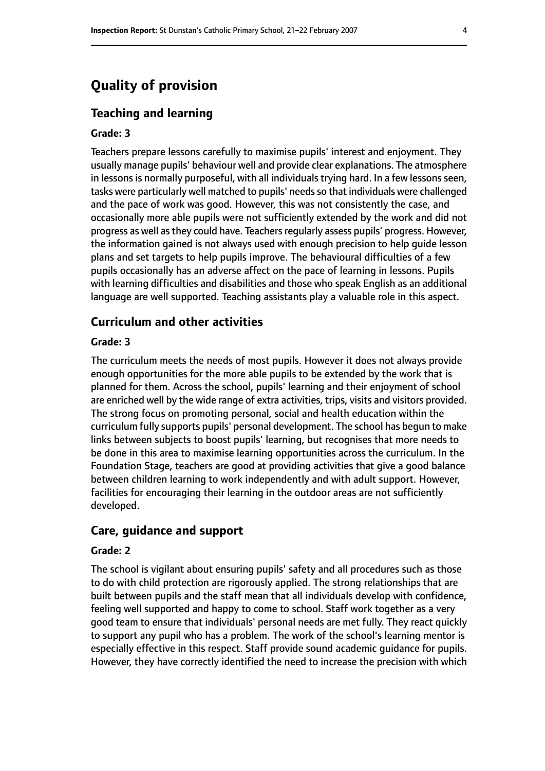# Quality of provision

## Teaching and learning

### Grade: 3

Teachers prepare lessons carefully to maximise pupils' interest and enjoyment. They usually manage pupils' behaviour well and provide clear explanations. The atmosphere in lessons is normally purposeful, with all individuals trying hard. In a few lessons seen, tasks were particularly well matched to pupils' needs so that individuals were challenged and the pace of work was good. However, this was not consistently the case, and occasionally more able pupils were not sufficiently extended by the work and did not progress as well as they could have. Teachers regularly assess pupils' progress. However, the information gained is not always used with enough precision to help guide lesson plans and set targets to help pupils improve. The behavioural difficulties of a few pupils occasionally has an adverse affect on the pace of learning in lessons. Pupils with learning difficulties and disabilities and those who speak English as an additional language are well supported. Teaching assistants play a valuable role in this aspect.

## Curriculum and other activities

### Grade: 3

The curriculum meets the needs of most pupils. However it does not always provide enough opportunities for the more able pupils to be extended by the work that is planned for them. Across the school, pupils' learning and their enjoyment of school are enriched well by the wide range of extra activities, trips, visits and visitors provided. The strong focus on promoting personal, social and health education within the curriculum fully supports pupils' personal development. The school has begun to make links between subjects to boost pupils' learning, but recognises that more needs to be done in this area to maximise learning opportunities across the curriculum. In the Foundation Stage, teachers are good at providing activities that give a good balance between children learning to work independently and with adult support. However, facilities for encouraging their learning in the outdoor areas are not sufficiently developed.

## Care, guidance and support

### Grade: 2

The school is vigilant about ensuring pupils' safety and all procedures such as those to do with child protection are rigorously applied. The strong relationships that are built between pupils and the staff mean that all individuals develop with confidence, feeling well supported and happy to come to school. Staff work together as a very good team to ensure that individuals' personal needs are met fully. They react quickly to support any pupil who has a problem. The work of the school's learning mentor is especially effective in this respect. Staff provide sound academic guidance for pupils. However, they have correctly identified the need to increase the precision with which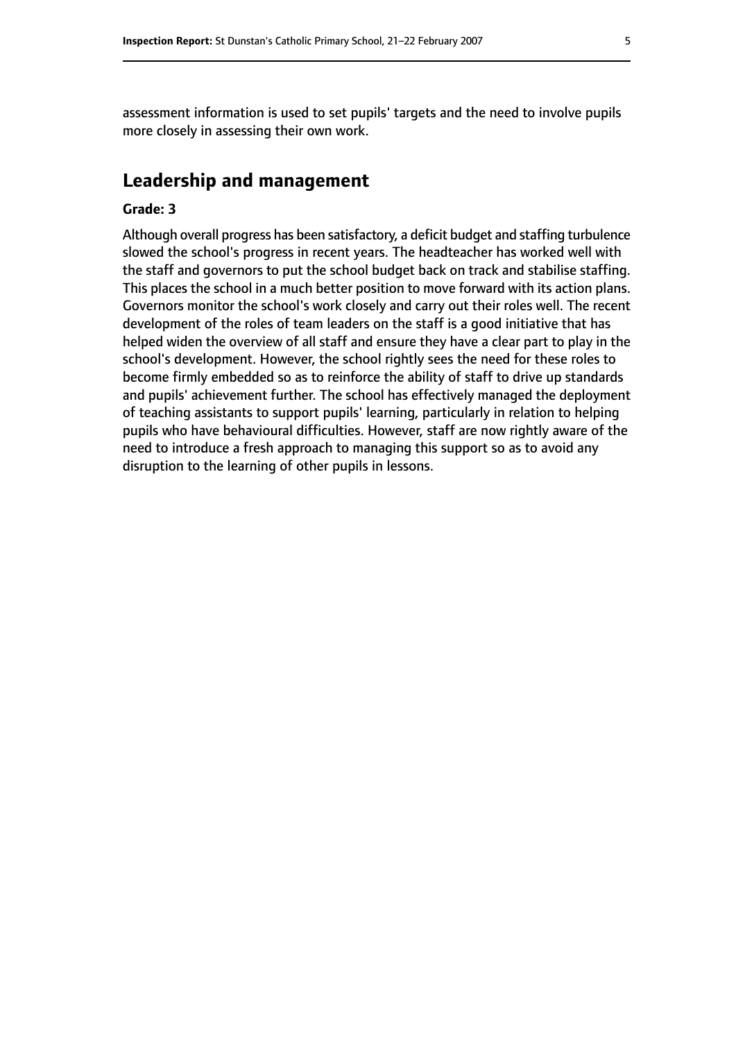assessment information is used to set pupils' targets and the need to involve pupils more closely in assessing their own work.

## Leadership and management

**Grade: 3**

Although overall progress has been satisfactory, a deficit budget and staffing turbulence slowed the school's progress in recent years. The headteacher has worked well with the staff and governors to put the school budget back on track and stabilise staffing. This places the school in a much better position to move forward with its action plans. Governors monitor the school's work closely and carry out their roles well. The recent development of the roles of team leaders on the staff is a good initiative that has helped widen the overview of all staff and ensure they have a clear part to play in the school's development. However, the school rightly sees the need for these roles to become firmly embedded so as to reinforce the ability of staff to drive up standards and pupils' achievement further. The school has effectively managed the deployment of teaching assistants to support pupils' learning, particularly in relation to helping pupils who have behavioural difficulties. However, staff are now rightly aware of the need to introduce a fresh approach to managing this support so as to avoid any disruption to the learning of other pupils in lessons.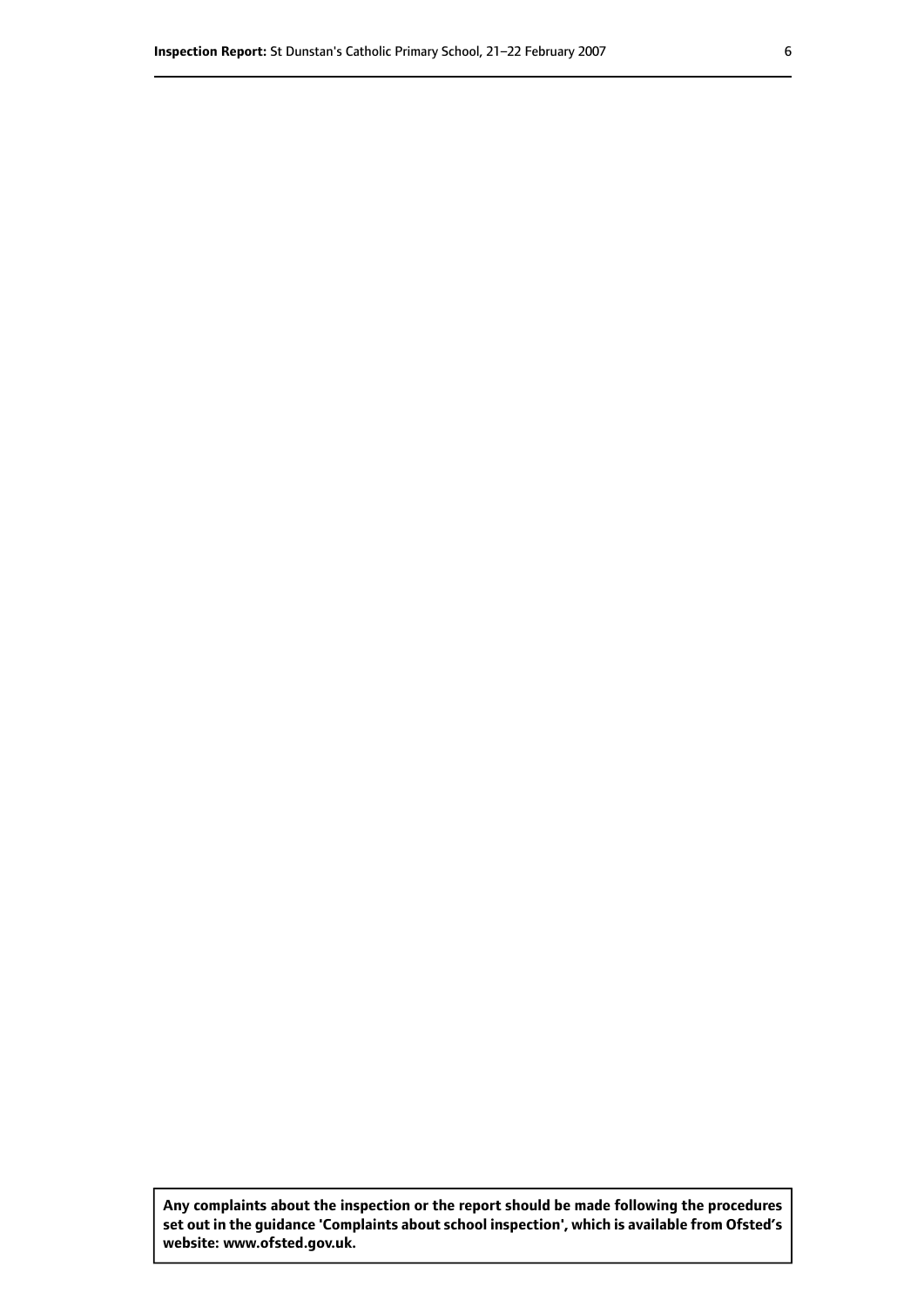**Any complaints about the inspection or the report should be made following the procedures set out in the guidance 'Complaints about school inspection', which is available from Ofsted's website: www.ofsted.gov.uk.**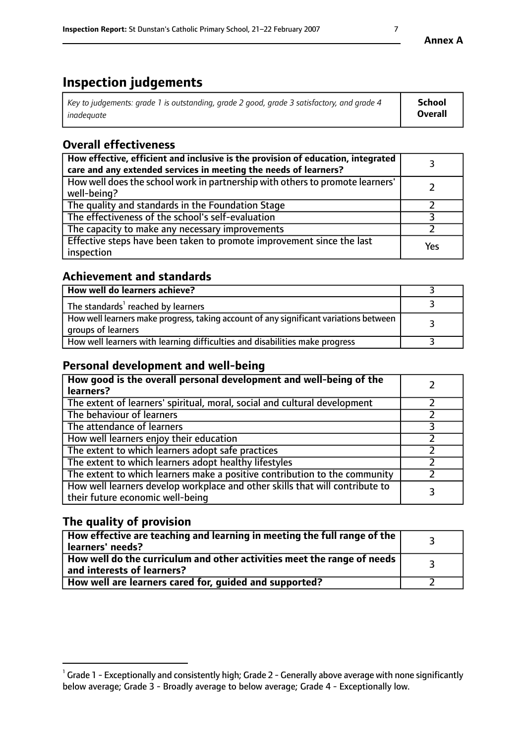# Inspection judgements

| *Key to judgements: grade 1 is outstanding, grade 2 good, grade 3 satisfactory, and grade 4 inadequate* | **School Overall** |
|---|---|

## Overall effectiveness

| | |
|---|---|
| **How effective, efficient and inclusive is the provision of education, integrated care and any extended services in meeting the needs of learners?** | 3 |
| How well does the school work in partnership with others to promote learners' well-being? | 2 |
| The quality and standards in the Foundation Stage | 2 |
| The effectiveness of the school's self-evaluation | 3 |
| The capacity to make any necessary improvements | 2 |
| Effective steps have been taken to promote improvement since the last inspection | Yes |

## Achievement and standards

| | |
|---|---|
| **How well do learners achieve?** | 3 |
| The standards[1] reached by learners | 3 |
| How well learners make progress, taking account of any significant variations between groups of learners | 3 |
| How well learners with learning difficulties and disabilities make progress | 3 |

## Personal development and well-being

| | |
|---|---|
| **How good is the overall personal development and well-being of the learners?** | 2 |
| The extent of learners' spiritual, moral, social and cultural development | 2 |
| The behaviour of learners | 2 |
| The attendance of learners | 3 |
| How well learners enjoy their education | 2 |
| The extent to which learners adopt safe practices | 2 |
| The extent to which learners adopt healthy lifestyles | 2 |
| The extent to which learners make a positive contribution to the community | 2 |
| How well learners develop workplace and other skills that will contribute to their future economic well-being | 3 |

## The quality of provision

| | |
|---|---|
| **How effective are teaching and learning in meeting the full range of the learners' needs?** | 3 |
| **How well do the curriculum and other activities meet the range of needs and interests of learners?** | 3 |
| **How well are learners cared for, guided and supported?** | 2 |

[1] Grade 1 - Exceptionally and consistently high; Grade 2 - Generally above average with none significantly below average; Grade 3 - Broadly average to below average; Grade 4 - Exceptionally low.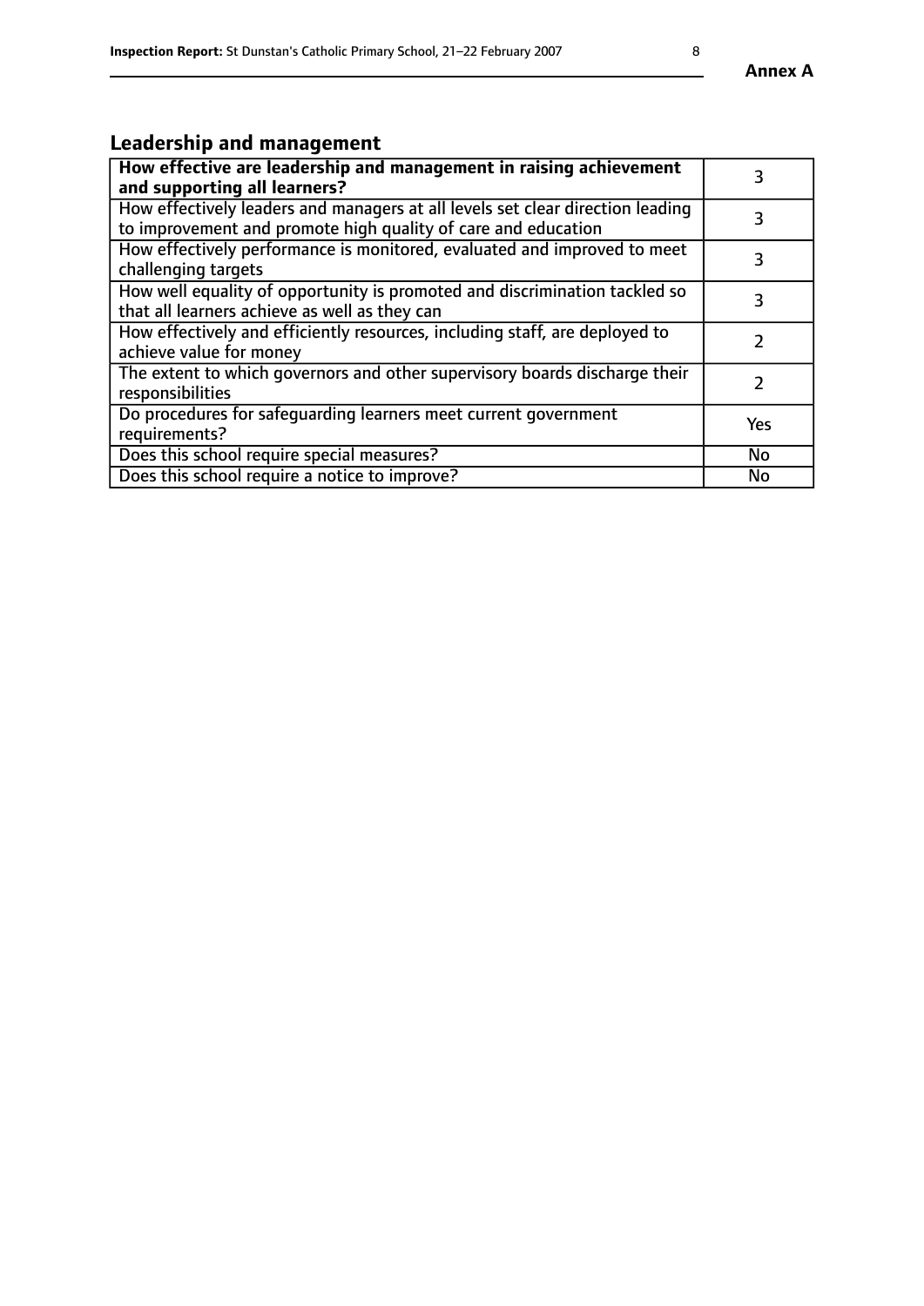## Leadership and management

| | |
|---|---|
| **How effective are leadership and management in raising achievement and supporting all learners?** | 3 |
| How effectively leaders and managers at all levels set clear direction leading to improvement and promote high quality of care and education | 3 |
| How effectively performance is monitored, evaluated and improved to meet challenging targets | 3 |
| How well equality of opportunity is promoted and discrimination tackled so that all learners achieve as well as they can | 3 |
| How effectively and efficiently resources, including staff, are deployed to achieve value for money | 2 |
| The extent to which governors and other supervisory boards discharge their responsibilities | 2 |
| Do procedures for safeguarding learners meet current government requirements? | Yes |
| Does this school require special measures? | No |
| Does this school require a notice to improve? | No |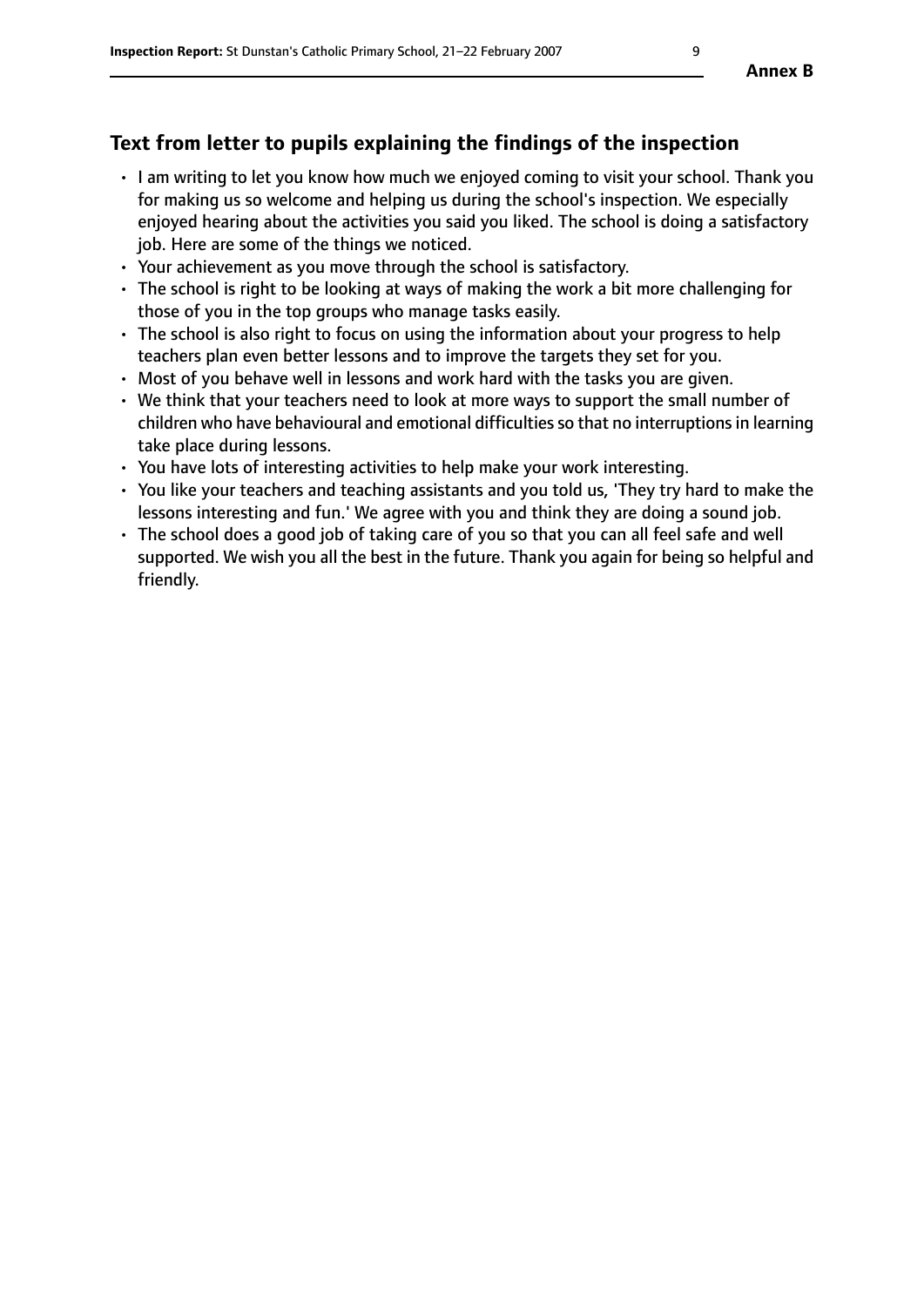## Text from letter to pupils explaining the findings of the inspection

- I am writing to let you know how much we enjoyed coming to visit your school. Thank you for making us so welcome and helping us during the school's inspection. We especially enjoyed hearing about the activities you said you liked. The school is doing a satisfactory job. Here are some of the things we noticed.
- Your achievement as you move through the school is satisfactory.
- The school is right to be looking at ways of making the work a bit more challenging for those of you in the top groups who manage tasks easily.
- The school is also right to focus on using the information about your progress to help teachers plan even better lessons and to improve the targets they set for you.
- Most of you behave well in lessons and work hard with the tasks you are given.
- We think that your teachers need to look at more ways to support the small number of children who have behavioural and emotional difficulties so that no interruptions in learning take place during lessons.
- You have lots of interesting activities to help make your work interesting.
- You like your teachers and teaching assistants and you told us, 'They try hard to make the lessons interesting and fun.' We agree with you and think they are doing a sound job.
- The school does a good job of taking care of you so that you can all feel safe and well supported. We wish you all the best in the future. Thank you again for being so helpful and friendly.